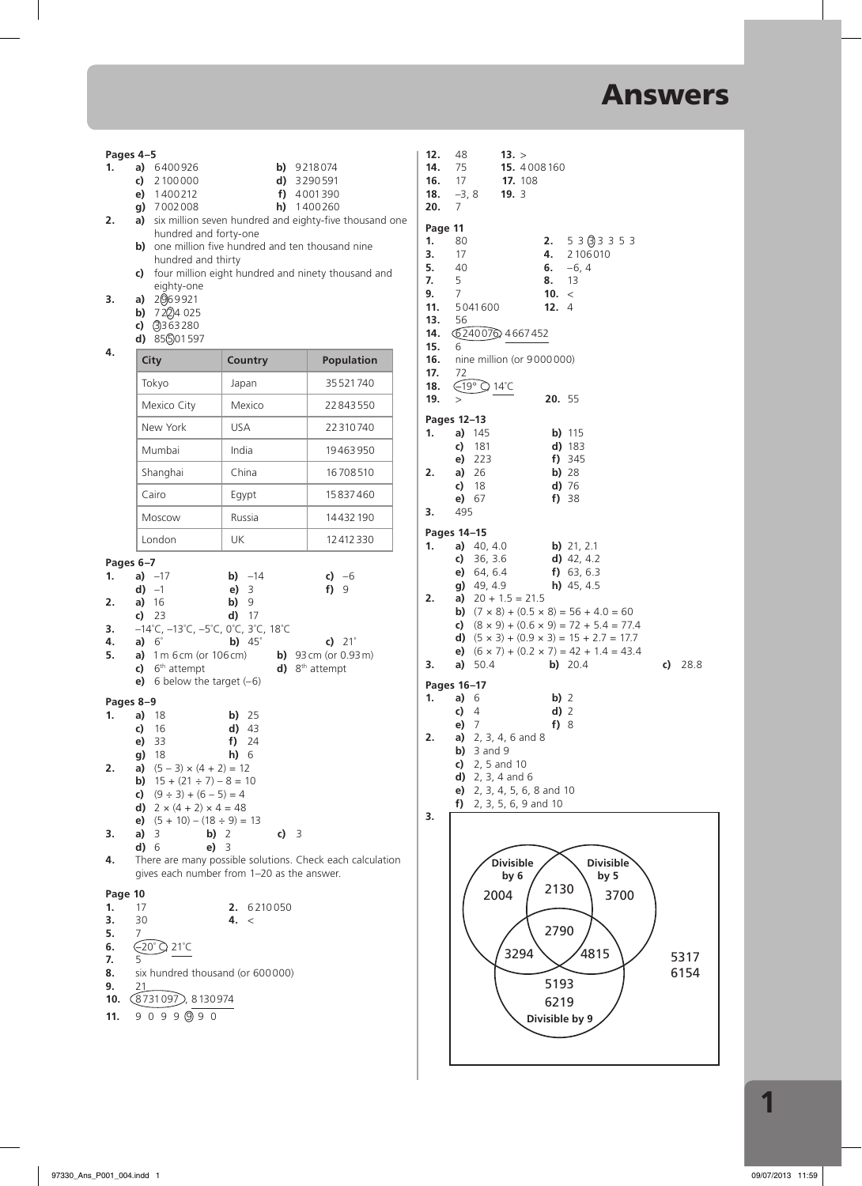# Answers

## Pages 4–5

1. a) 6400926 b) 9218074
   c) 2100000 d) 3290591
   e) 1400212 f) 4001390
   g) 7002008 h) 1400260
2. a) six million seven hundred and eighty-five thousand one hundred and forty-one
   b) one million five hundred and ten thousand nine hundred and thirty
   c) four million eight hundred and ninety thousand and eighty-one
3. a) 2(9)69921
   b) 72(2)4025
   c) (3)363280
   d) 85(5)01597
4.

| City | Country | Population |
|---|---|---|
| Tokyo | Japan | 35521740 |
| Mexico City | Mexico | 22843550 |
| New York | USA | 22310740 |
| Mumbai | India | 19463950 |
| Shanghai | China | 16708510 |
| Cairo | Egypt | 15837460 |
| Moscow | Russia | 14432190 |
| London | UK | 12412330 |

## Pages 6–7

1. a) –17 b) –14 c) –6
   d) –1 e) 3 f) 9
2. a) 16 b) 9
   c) 23 d) 17
3. –14˚C, –13˚C, –5˚C, 0˚C, 3˚C, 18˚C
4. a) 6˚ b) 45˚ c) 21˚
5. a) 1 m 6 cm (or 106 cm) b) 93 cm (or 0.93 m)
   c) 6th attempt d) 8th attempt
   e) 6 below the target (–6)

## Pages 8–9

1. a) 18 b) 25
   c) 16 d) 43
   e) 33 f) 24
   g) 18 h) 6
2. a) $(5 - 3) \times (4 + 2) = 12$
   b) $15 + (21 \div 7) - 8 = 10$
   c) $(9 \div 3) + (6 - 5) = 4$
   d) $2 \times (4 + 2) \times 4 = 48$
   e) $(5 + 10) - (18 \div 9) = 13$
3. a) 3 b) 2 c) 3
   d) 6 e) 3
4. There are many possible solutions. Check each calculation gives each number from 1–20 as the answer.

## Page 10

1. 17
2. 6210050
3. 30
4. <
5. 7
6. (–20˚C), 21˚C
7. 5
8. six hundred thousand (or 600000)
9. 21
10. (8731097), 8130974
11. 9 0 9 9 (9) 9 0
12. 48
13. >
14. 75
15. 4008160
16. 17
17. 108
18. –3, 8
19. 3
20. 7

## Page 11

1. 80
2. 5 3 (3) 3 3 5 3
3. 17
4. 2106010
5. 40
6. –6, 4
7. 5
8. 13
9. 7
10. <
11. 5041600
12. 4
13. 56
14. (6240076), 4667452
15. 6
16. nine million (or 9000000)
17. 72
18. (–19°C), 14˚C
19. >
20. 55

## Pages 12–13

1. a) 145 b) 115
   c) 181 d) 183
   e) 223 f) 345
2. a) 26 b) 28
   c) 18 d) 76
   e) 67 f) 38
3. 495

## Pages 14–15

1. a) 40, 4.0 b) 21, 2.1
   c) 36, 3.6 d) 42, 4.2
   e) 64, 6.4 f) 63, 6.3
   g) 49, 4.9 h) 45, 4.5
2. a) $20 + 1.5 = 21.5$
   b) $(7 \times 8) + (0.5 \times 8) = 56 + 4.0 = 60$
   c) $(8 \times 9) + (0.6 \times 9) = 72 + 5.4 = 77.4$
   d) $(5 \times 3) + (0.9 \times 3) = 15 + 2.7 = 17.7$
   e) $(6 \times 7) + (0.2 \times 7) = 42 + 1.4 = 43.4$
3. a) 50.4 b) 20.4 c) 28.8

## Pages 16–17

1. a) 6 b) 2
   c) 4 d) 2
   e) 7 f) 8
2. a) 2, 3, 4, 6 and 8
   b) 3 and 9
   c) 2, 5 and 10
   d) 2, 3, 4 and 6
   e) 2, 3, 4, 5, 6, 8 and 10
   f) 2, 3, 5, 6, 9 and 10
3. Venn diagram:
   - Divisible by 6 only: 2004
   - Divisible by 5 only: 3700
   - Divisible by 6 and 5 only: 2130
   - Divisible by 6, 5 and 9: 2790
   - Divisible by 6 and 9 only: 3294
   - Divisible by 5 and 9 only: 4815
   - Divisible by 9 only: 5193, 6219
   - Outside all circles: 5317, 6154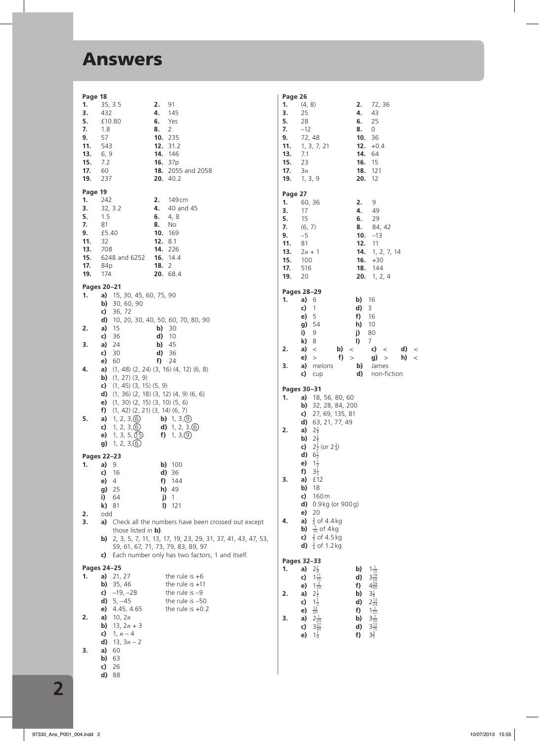# Answers

**Page 18**

1. 35, 3.5
2. 91
3. 432
4. 145
5. £10.80
6. Yes
7. 1.8
8. 2
9. 57
10. 235
11. 543
12. 31.2
13. 6, 9
14. 146
15. 7.2
16. 37p
17. 60
18. 2055 and 2058
19. 237
20. 40.2

**Page 19**

1. 242
2. 149 cm
3. 32, 3.2
4. 40 and 45
5. 1.5
6. 4, 8
7. 81
8. No
9. £5.40
10. 169
11. 32
12. 8.1
13. 708
14. 226
15. 6248 and 6252
16. 14.4
17. 84p
18. 2
19. 174
20. 68.4

**Pages 20–21**

1. **a)** 15, 30, 45, 60, 75, 90
   **b)** 30, 60, 90
   **c)** 36, 72
   **d)** 10, 20, 30, 40, 50, 60, 70, 80, 90
2. **a)** 15 **b)** 30
   **c)** 36 **d)** 10
3. **a)** 24 **b)** 45
   **c)** 30 **d)** 36
   **e)** 60 **f)** 24
4. **a)** (1, 48) (2, 24) (3, 16) (4, 12) (6, 8)
   **b)** (1, 27) (3, 9)
   **c)** (1, 45) (3, 15) (5, 9)
   **d)** (1, 36) (2, 18) (3, 12) (4, 9) (6, 6)
   **e)** (1, 30) (2, 15) (3, 10) (5, 6)
   **f)** (1, 42) (2, 21) (3, 14) (6, 7)
5. **a)** 1, 2, 3, (6) **b)** 1, 3, (9)
   **c)** 1, 2, 3, (6) **d)** 1, 2, 3, (6)
   **e)** 1, 3, 5, (15) **f)** 1, 3, (9)
   **g)** 1, 2, 3, (6)

**Pages 22–23**

1. **a)** 9 **b)** 100
   **c)** 16 **d)** 36
   **e)** 4 **f)** 144
   **g)** 25 **h)** 49
   **i)** 64 **j)** 1
   **k)** 81 **l)** 121
2. odd
3. **a)** Check all the numbers have been crossed out except those listed in **b)**.
   **b)** 2, 3, 5, 7, 11, 13, 17, 19, 23, 29, 31, 37, 41, 43, 47, 53, 59, 61, 67, 71, 73, 79, 83, 89, 97
   **c)** Each number only has two factors, 1 and itself.

**Pages 24–25**

1. **a)** 21, 27 the rule is +6
   **b)** 35, 46 the rule is +11
   **c)** –19, –28 the rule is –9
   **d)** 5, –45 the rule is –50
   **e)** 4.45, 4.65 the rule is +0.2
2. **a)** 10, $2n$
   **b)** 13, $2n + 3$
   **c)** 1, $n - 4$
   **d)** 13, $3n - 2$
3. **a)** 60
   **b)** 63
   **c)** 26
   **d)** 88

**Page 26**

1. (4, 8)
2. 72, 36
3. 25
4. 43
5. 28
6. 25
7. –12
8. 0
9. 72, 48
10. 36
11. 1, 3, 7, 21
12. +0.4
13. 7.1
14. 64
15. 23
16. 15
17. $3n$
18. 121
19. 1, 3, 9
20. 12

**Page 27**

1. 60, 36
2. 9
3. 17
4. 49
5. 15
6. 29
7. (6, 7)
8. 84, 42
9. –5
10. –13
11. 81
12. 11
13. $2n + 1$
14. 1, 2, 7, 14
15. 100
16. +30
17. 516
18. 144
19. 20
20. 1, 2, 4

**Pages 28–29**

1. **a)** 6 **b)** 16
   **c)** 1 **d)** 3
   **e)** 5 **f)** 16
   **g)** 54 **h)** 10
   **i)** 9 **j)** 80
   **k)** 8 **l)** 7
2. **a)** < **b)** < **c)** < **d)** <
   **e)** > **f)** > **g)** > **h)** <
3. **a)** melons **b)** James
   **c)** cup **d)** non-fiction

**Pages 30–31**

1. **a)** 18, 56, 80, 60
   **b)** 32, 28, 84, 200
   **c)** 27, 69, 135, 81
   **d)** 63, 21, 77, 49
2. **a)** $2\frac{2}{3}$
   **b)** $2\frac{2}{5}$
   **c)** $2\frac{1}{2}$ (or $2\frac{2}{4}$)
   **d)** $6\frac{1}{2}$
   **e)** $1\frac{1}{2}$
   **f)** $3\frac{1}{3}$
3. **a)** £12
   **b)** 18
   **c)** 160 m
   **d)** 0.9 kg (or 900 g)
   **e)** 20
4. **a)** $\frac{3}{4}$ of 4.4 kg
   **b)** $\frac{7}{10}$ of 4 kg
   **c)** $\frac{3}{5}$ of 4.5 kg
   **d)** $\frac{3}{4}$ of 1.2 kg

**Pages 32–33**

1. **a)** $2\frac{7}{8}$ **b)** $1\frac{1}{10}$
   **c)** $1\frac{11}{15}$ **d)** $3\frac{19}{20}$
   **e)** $1\frac{3}{20}$ **f)** $4\frac{39}{40}$
2. **a)** $2\frac{1}{2}$ **b)** $3\frac{1}{8}$
   **c)** $1\frac{1}{5}$ **d)** $2\frac{13}{24}$
   **e)** $\frac{13}{20}$ **f)** $1\frac{1}{20}$
3. **a)** $2\frac{1}{20}$ **b)** $3\frac{7}{30}$
   **c)** $3\frac{27}{40}$ **d)** $3\frac{13}{15}$
   **e)** $1\frac{1}{4}$ **f)** $3\frac{3}{5}$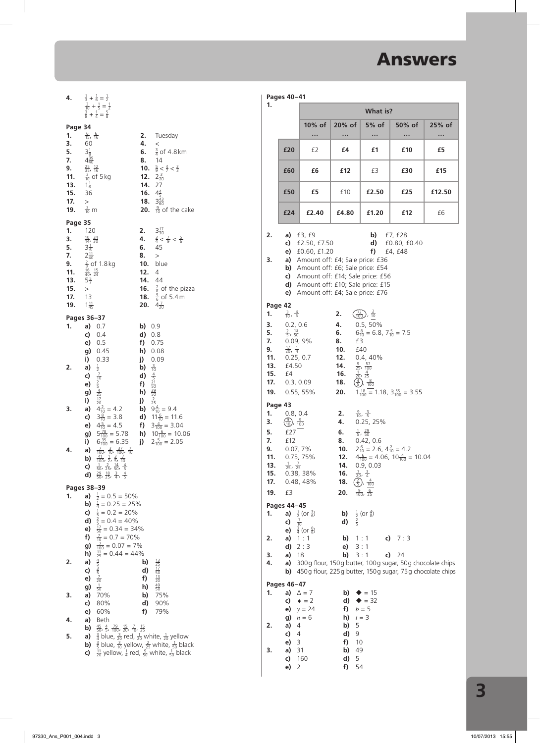# Answers

**4.** $\frac{1}{3} + \frac{1}{6} = \frac{1}{2}$
$\frac{3}{10} + \frac{1}{5} = \frac{1}{2}$
$\frac{3}{8} + \frac{1}{4} = \frac{5}{8}$

**Page 34**

| | | | |
|---|---|---|---|
| **1.** | $\frac{6}{15}, \frac{6}{16}$ | **2.** | Tuesday |
| **3.** | 60 | **4.** | < |
| **5.** | $3\frac{1}{8}$ | **6.** | $\frac{3}{4}$ of 4.8 km |
| **7.** | $4\frac{39}{40}$ | **8.** | 14 |
| **9.** | $\frac{25}{35}, \frac{12}{16}$ | **10.** | $\frac{5}{8} < \frac{4}{7} < \frac{2}{3}$ |
| **11.** | $\frac{3}{10}$ of 5 kg | **12.** | $2\frac{3}{20}$ |
| **13.** | $1\frac{1}{6}$ | **14.** | 27 |
| **15.** | 36 | **16.** | $4\frac{4}{5}$ |
| **17.** | > | **18.** | $3\frac{43}{60}$ |
| **19.** | $\frac{3}{10}$ m | **20.** | $\frac{9}{10}$ of the cake |

**Page 35**

| | | | |
|---|---|---|---|
| **1.** | 120 | **2.** | $3\frac{17}{30}$ |
| **3.** | $\frac{10}{14}, \frac{24}{30}$ | **4.** | $\frac{3}{4} < \frac{7}{9} < \frac{5}{6}$ |
| **5.** | $3\frac{1}{5}$ | **6.** | 45 |
| **7.** | $2\frac{11}{40}$ | **8.** | > |
| **9.** | $\frac{2}{3}$ of 1.8 kg | **10.** | blue |
| **11.** | $\frac{16}{40}, \frac{15}{24}$ | **12.** | 4 |
| **13.** | $5\frac{5}{7}$ | **14.** | 44 |
| **15.** | > | **16.** | $\frac{7}{8}$ of the pizza |
| **17.** | 13 | **18.** | $\frac{5}{6}$ of 5.4 m |
| **19.** | $1\frac{11}{45}$ | **20.** | $4\frac{7}{20}$ |

**Pages 36–37**

**1.** **a)** 0.7 **b)** 0.9 **c)** 0.4 **d)** 0.8 **e)** 0.5 **f)** 0.75 **g)** 0.45 **h)** 0.08 **i)** 0.33 **j)** 0.09

**2.** **a)** $\frac{1}{2}$ **b)** $\frac{3}{10}$ **c)** $\frac{7}{10}$ **d)** $\frac{4}{5}$ **e)** $\frac{2}{5}$ **f)** $\frac{21}{50}$ **g)** $\frac{4}{25}$ **h)** $\frac{39}{50}$ **i)** $\frac{17}{20}$ **j)** $\frac{2}{25}$

**3.** **a)** $4\frac{2}{10} = 4.2$ **b)** $9\frac{4}{10} = 9.4$ **c)** $3\frac{8}{10} = 3.8$ **d)** $11\frac{6}{10} = 11.6$ **e)** $4\frac{5}{10} = 4.5$ **f)** $3\frac{4}{100} = 3.04$ **g)** $5\frac{78}{100} = 5.78$ **h)** $10\frac{6}{100} = 10.06$ **i)** $6\frac{35}{100} = 6.35$ **j)** $2\frac{5}{100} = 2.05$

**4.** **a)** $\frac{7}{100}, \frac{3}{10}, \frac{37}{100}, \frac{7}{10}$
**b)** $\frac{41}{100}, \frac{1}{2}, \frac{3}{5}, \frac{7}{10}$
**c)** $\frac{1}{50}, \frac{2}{25}, \frac{14}{50}, \frac{4}{5}$
**d)** $\frac{29}{50}, \frac{18}{25}, \frac{3}{4}, \frac{4}{5}$

**Pages 38–39**

**1.** **a)** $\frac{1}{2} = 0.5 = 50\%$
**b)** $\frac{1}{4} = 0.25 = 25\%$
**c)** $\frac{1}{5} = 0.2 = 20\%$
**d)** $\frac{2}{5} = 0.4 = 40\%$
**e)** $\frac{17}{50} = 0.34 = 34\%$
**f)** $\frac{7}{10} = 0.7 = 70\%$
**g)** $\frac{7}{100} = 0.07 = 7\%$
**h)** $\frac{11}{25} = 0.44 = 44\%$

**2.** **a)** $\frac{4}{5}$ **b)** $\frac{13}{25}$ **c)** $\frac{3}{5}$ **d)** $\frac{17}{50}$ **e)** $\frac{7}{20}$ **f)** $\frac{13}{20}$ **g)** $\frac{1}{50}$ **h)** $\frac{49}{50}$

**3.** **a)** 70% **b)** 75% **c)** 80% **d)** 90% **e)** 60% **f)** 79%

**4.** **a)** Beth
**b)** $\frac{45}{50}, \frac{4}{5}, \frac{79}{100}, \frac{15}{20}, \frac{7}{10}, \frac{15}{25}$

**5.** **a)** $\frac{3}{4}$ blue, $\frac{3}{20}$ red, $\frac{1}{20}$ white, $\frac{1}{20}$ yellow
**b)** $\frac{3}{5}$ blue, $\frac{3}{10}$ yellow, $\frac{2}{25}$ white, $\frac{1}{50}$ black
**c)** $\frac{11}{20}$ yellow, $\frac{1}{4}$ red, $\frac{9}{50}$ white, $\frac{1}{50}$ black

**Pages 40–41**

**1.**

| | What is? | | | | |
|---|---|---|---|---|---|
| | 10% of … | 20% of … | 5% of … | 50% of … | 25% of … |
| **£20** | £2 | **£4** | **£1** | **£10** | **£5** |
| **£60** | **£6** | **£12** | £3 | **£30** | **£15** |
| **£50** | **£5** | £10 | **£2.50** | **£25** | **£12.50** |
| **£24** | **£2.40** | **£4.80** | **£1.20** | **£12** | £6 |

**2.** **a)** £3, £9 **b)** £7, £28 **c)** £2.50, £7.50 **d)** £0.80, £0.40 **e)** £0.60, £1.20 **f)** £4, £48

**3.** **a)** Amount off: £4; Sale price: £36
**b)** Amount off: £6; Sale price: £54
**c)** Amount off: £14; Sale price: £56
**d)** Amount off: £10; Sale price: £15
**e)** Amount off: £4; Sale price: £76

**Page 42**

| | | | |
|---|---|---|---|
| **1.** | $\frac{3}{10}, \frac{4}{5}$ | **2.** | $\frac{72}{100}$ (circled), $\frac{2}{10}$ |
| **3.** | 0.2, 0.6 | **4.** | 0.5, 50% |
| **5.** | $\frac{2}{5}, \frac{13}{50}$ | **6.** | $6\frac{8}{10} = 6.8$, $7\frac{5}{10} = 7.5$ |
| **7.** | 0.09, 9% | **8.** | £3 |
| **9.** | $\frac{17}{20}, \frac{1}{4}$ | **10.** | £40 |
| **11.** | 0.25, 0.7 | **12.** | 0.4, 40% |
| **13.** | £4.50 | **14.** | $\frac{9}{25}, \frac{57}{100}$ |
| **15.** | £4 | **16.** | $\frac{1}{20}, \frac{4}{25}$ |
| **17.** | 0.3, 0.09 | **18.** | $\frac{4}{5}$ (circled), $\frac{8}{100}$ |
| **19.** | 0.55, 55% | **20.** | $1\frac{18}{100} = 1.18$, $3\frac{55}{100} = 3.55$ |

**Page 43**

| | | | |
|---|---|---|---|
| **1.** | 0.8, 0.4 | **2.** | $\frac{9}{10}, \frac{3}{5}$ |
| **3.** | $\frac{9}{10}$ (circled), $\frac{9}{100}$ | **4.** | 0.25, 25% |
| **5.** | £27 | **6.** | $\frac{1}{5}, \frac{29}{50}$ |
| **7.** | £12 | **8.** | 0.42, 0.6 |
| **9.** | 0.07, 7% | **10.** | $2\frac{6}{10} = 2.6$, $4\frac{2}{10} = 4.2$ |
| **11.** | 0.75, 75% | **12.** | $4\frac{6}{100} = 4.06$, $10\frac{4}{100} = 10.04$ |
| **13.** | $\frac{1}{25}, \frac{7}{25}$ | **14.** | 0.9, 0.03 |
| **15.** | 0.38, 38% | **16.** | $\frac{7}{20}, \frac{3}{4}$ |
| **17.** | 0.48, 48% | **18.** | $\frac{2}{5}$ (circled), $\frac{4}{100}$ |
| **19.** | £3 | **20.** | $\frac{9}{100}, \frac{6}{25}$ |

**Pages 44–45**

**1.** **a)** $\frac{1}{2}$ (or $\frac{3}{6}$) **b)** $\frac{1}{2}$ (or $\frac{4}{8}$) **c)** $\frac{7}{10}$ **d)** $\frac{2}{5}$ **e)** $\frac{3}{4}$ (or $\frac{6}{8}$)

**2.** **a)** 1 : 1 **b)** 1 : 1 **c)** 7 : 3 **d)** 2 : 3 **e)** 3 : 1

**3.** **a)** 18 **b)** 3 : 1 **c)** 24

**4.** **a)** 300 g flour, 150 g butter, 100 g sugar, 50 g chocolate chips
**b)** 450 g flour, 225 g butter, 150 g sugar, 75 g chocolate chips

**Pages 46–47**

**1.** **a)** $\Delta = 7$ **b)** ◆ = 15 **c)** ♦ = 2 **d)** ◆ = 32 **e)** $y = 24$ **f)** $b = 5$ **g)** $n = 6$ **h)** $t = 3$

**2.** **a)** 4 **b)** 5 **c)** 4 **d)** 9 **e)** 3 **f)** 10

**3.** **a)** 31 **b)** 49 **c)** 160 **d)** 5 **e)** 2 **f)** 54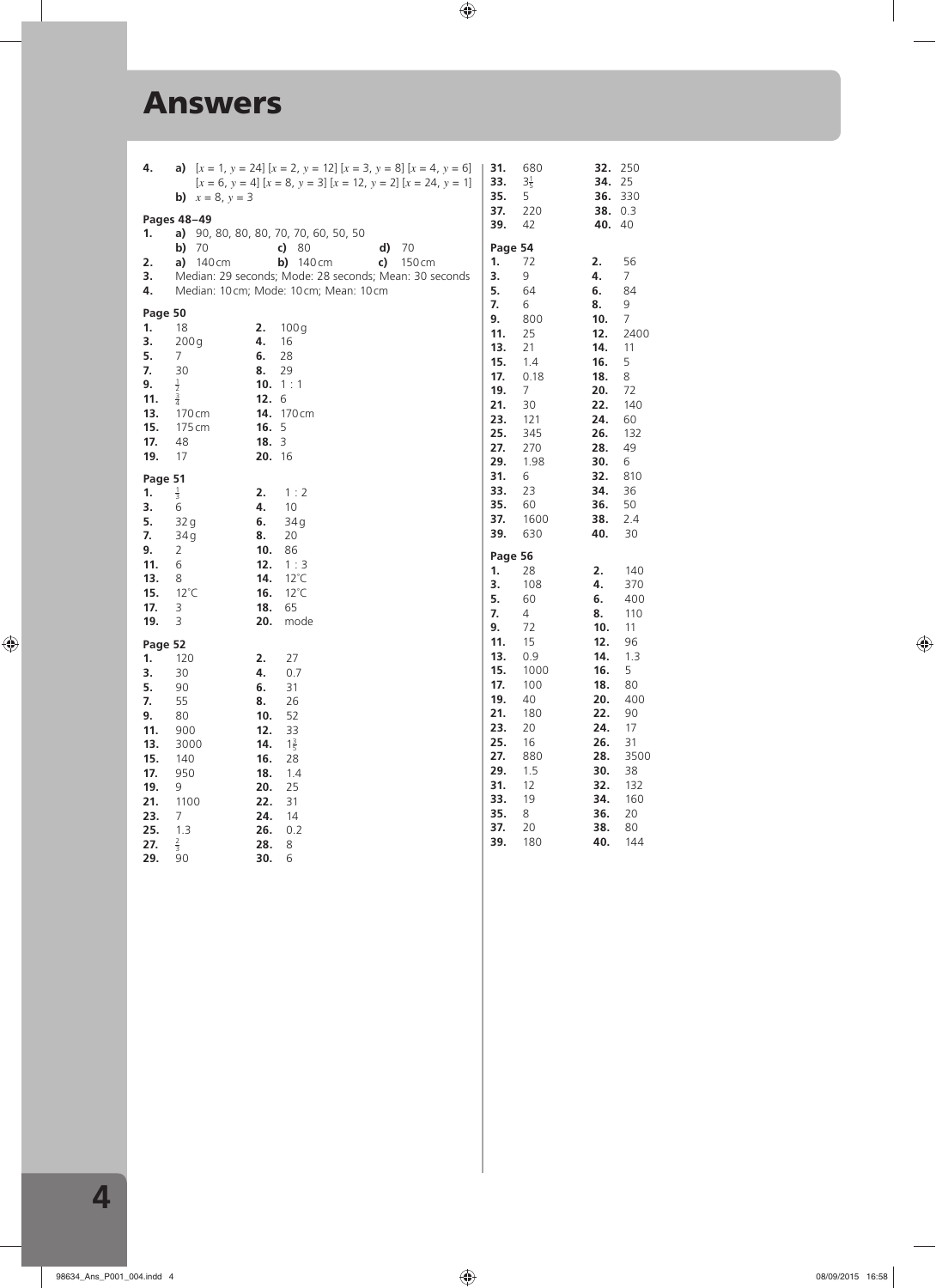# Answers

4. a) $[x = 1, y = 24]$ $[x = 2, y = 12]$ $[x = 3, y = 8]$ $[x = 4, y = 6]$ $[x = 6, y = 4]$ $[x = 8, y = 3]$ $[x = 12, y = 2]$ $[x = 24, y = 1]$
   b) $x = 8$, $y = 3$

**Pages 48–49**

1. a) 90, 80, 80, 80, 70, 70, 60, 50, 50
   b) 70 c) 80 d) 70
2. a) 140 cm b) 140 cm c) 150 cm
3. Median: 29 seconds; Mode: 28 seconds; Mean: 30 seconds
4. Median: 10 cm; Mode: 10 cm; Mean: 10 cm

**Page 50**

| | | | |
|---|---|---|---|
| 1. | 18 | 2. | 100 g |
| 3. | 200 g | 4. | 16 |
| 5. | 7 | 6. | 28 |
| 7. | 30 | 8. | 29 |
| 9. | $\frac{1}{2}$ | 10. | 1 : 1 |
| 11. | $\frac{3}{4}$ | 12. | 6 |
| 13. | 170 cm | 14. | 170 cm |
| 15. | 175 cm | 16. | 5 |
| 17. | 48 | 18. | 3 |
| 19. | 17 | 20. | 16 |

**Page 51**

| | | | |
|---|---|---|---|
| 1. | $\frac{1}{3}$ | 2. | 1 : 2 |
| 3. | 6 | 4. | 10 |
| 5. | 32 g | 6. | 34 g |
| 7. | 34 g | 8. | 20 |
| 9. | 2 | 10. | 86 |
| 11. | 6 | 12. | 1 : 3 |
| 13. | 8 | 14. | 12°C |
| 15. | 12°C | 16. | 12°C |
| 17. | 3 | 18. | 65 |
| 19. | 3 | 20. | mode |

**Page 52**

| | | | |
|---|---|---|---|
| 1. | 120 | 2. | 27 |
| 3. | 30 | 4. | 0.7 |
| 5. | 90 | 6. | 31 |
| 7. | 55 | 8. | 26 |
| 9. | 80 | 10. | 52 |
| 11. | 900 | 12. | 33 |
| 13. | 3000 | 14. | $1\frac{3}{5}$ |
| 15. | 140 | 16. | 28 |
| 17. | 950 | 18. | 1.4 |
| 19. | 9 | 20. | 25 |
| 21. | 1100 | 22. | 31 |
| 23. | 7 | 24. | 14 |
| 25. | 1.3 | 26. | 0.2 |
| 27. | $\frac{2}{3}$ | 28. | 8 |
| 29. | 90 | 30. | 6 |
| 31. | 680 | 32. | 250 |
| 33. | $3\frac{1}{5}$ | 34. | 25 |
| 35. | 5 | 36. | 330 |
| 37. | 220 | 38. | 0.3 |
| 39. | 42 | 40. | 40 |

**Page 54**

| | | | |
|---|---|---|---|
| 1. | 72 | 2. | 56 |
| 3. | 9 | 4. | 7 |
| 5. | 64 | 6. | 84 |
| 7. | 6 | 8. | 9 |
| 9. | 800 | 10. | 7 |
| 11. | 25 | 12. | 2400 |
| 13. | 21 | 14. | 11 |
| 15. | 1.4 | 16. | 5 |
| 17. | 0.18 | 18. | 8 |
| 19. | 7 | 20. | 72 |
| 21. | 30 | 22. | 140 |
| 23. | 121 | 24. | 60 |
| 25. | 345 | 26. | 132 |
| 27. | 270 | 28. | 49 |
| 29. | 1.98 | 30. | 6 |
| 31. | 6 | 32. | 810 |
| 33. | 23 | 34. | 36 |
| 35. | 60 | 36. | 50 |
| 37. | 1600 | 38. | 2.4 |
| 39. | 630 | 40. | 30 |

**Page 56**

| | | | |
|---|---|---|---|
| 1. | 28 | 2. | 140 |
| 3. | 108 | 4. | 370 |
| 5. | 60 | 6. | 400 |
| 7. | 4 | 8. | 110 |
| 9. | 72 | 10. | 11 |
| 11. | 15 | 12. | 96 |
| 13. | 0.9 | 14. | 1.3 |
| 15. | 1000 | 16. | 5 |
| 17. | 100 | 18. | 80 |
| 19. | 40 | 20. | 400 |
| 21. | 180 | 22. | 90 |
| 23. | 20 | 24. | 17 |
| 25. | 16 | 26. | 31 |
| 27. | 880 | 28. | 3500 |
| 29. | 1.5 | 30. | 38 |
| 31. | 12 | 32. | 132 |
| 33. | 19 | 34. | 160 |
| 35. | 8 | 36. | 20 |
| 37. | 20 | 38. | 80 |
| 39. | 180 | 40. | 144 |